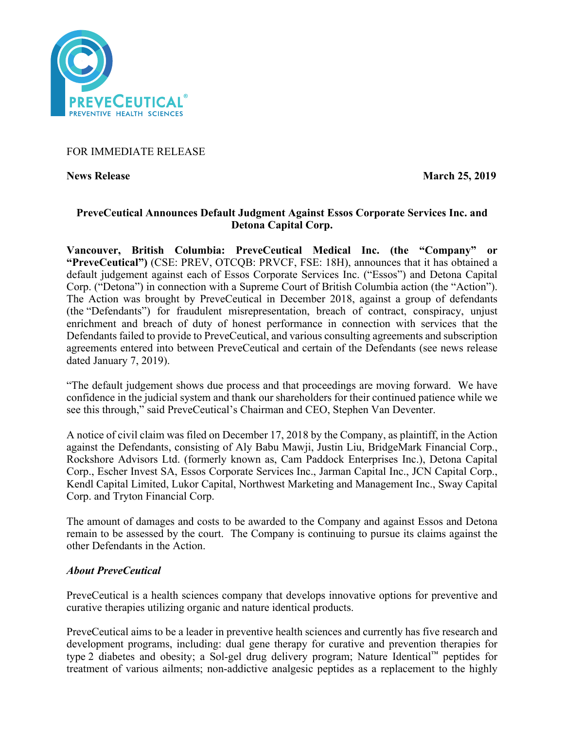FOR IMMEDIATE RELEASE

**News Release** **March 25, 2019**

## PreveCeutical Announces Default Judgment Against Essos Corporate Services Inc. and Detona Capital Corp.

**Vancouver, British Columbia: PreveCeutical Medical Inc. (the "Company" or "PreveCeutical")** (CSE: PREV, OTCQB: PRVCF, FSE: 18H), announces that it has obtained a default judgement against each of Essos Corporate Services Inc. ("Essos") and Detona Capital Corp. ("Detona") in connection with a Supreme Court of British Columbia action (the "Action"). The Action was brought by PreveCeutical in December 2018, against a group of defendants (the "Defendants") for fraudulent misrepresentation, breach of contract, conspiracy, unjust enrichment and breach of duty of honest performance in connection with services that the Defendants failed to provide to PreveCeutical, and various consulting agreements and subscription agreements entered into between PreveCeutical and certain of the Defendants (see news release dated January 7, 2019).

"The default judgement shows due process and that proceedings are moving forward. We have confidence in the judicial system and thank our shareholders for their continued patience while we see this through," said PreveCeutical's Chairman and CEO, Stephen Van Deventer.

A notice of civil claim was filed on December 17, 2018 by the Company, as plaintiff, in the Action against the Defendants, consisting of Aly Babu Mawji, Justin Liu, BridgeMark Financial Corp., Rockshore Advisors Ltd. (formerly known as, Cam Paddock Enterprises Inc.), Detona Capital Corp., Escher Invest SA, Essos Corporate Services Inc., Jarman Capital Inc., JCN Capital Corp., Kendl Capital Limited, Lukor Capital, Northwest Marketing and Management Inc., Sway Capital Corp. and Tryton Financial Corp.

The amount of damages and costs to be awarded to the Company and against Essos and Detona remain to be assessed by the court. The Company is continuing to pursue its claims against the other Defendants in the Action.

### *About PreveCeutical*

PreveCeutical is a health sciences company that develops innovative options for preventive and curative therapies utilizing organic and nature identical products.

PreveCeutical aims to be a leader in preventive health sciences and currently has five research and development programs, including: dual gene therapy for curative and prevention therapies for type 2 diabetes and obesity; a Sol-gel drug delivery program; Nature Identical™ peptides for treatment of various ailments; non-addictive analgesic peptides as a replacement to the highly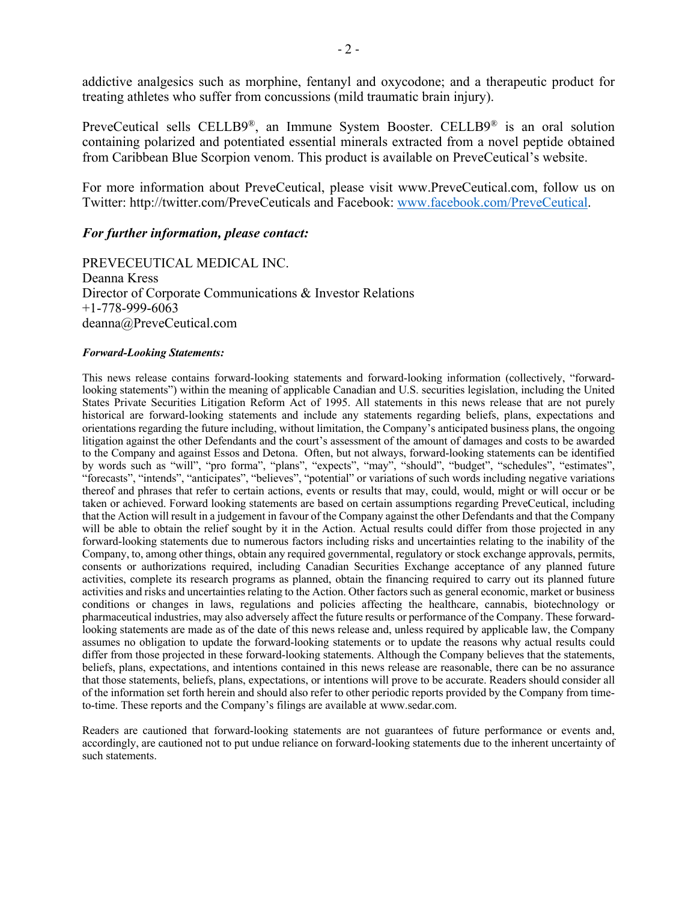addictive analgesics such as morphine, fentanyl and oxycodone; and a therapeutic product for treating athletes who suffer from concussions (mild traumatic brain injury).

PreveCeutical sells CELLB9®, an Immune System Booster. CELLB9® is an oral solution containing polarized and potentiated essential minerals extracted from a novel peptide obtained from Caribbean Blue Scorpion venom. This product is available on PreveCeutical's website.

For more information about PreveCeutical, please visit www.PreveCeutical.com, follow us on Twitter: http://twitter.com/PreveCeuticals and Facebook: [www.facebook.com/PreveCeutical](www.facebook.com/PreveCeutical).

***For further information, please contact:***

PREVECEUTICAL MEDICAL INC.
Deanna Kress
Director of Corporate Communications & Investor Relations
+1-778-999-6063
deanna@PreveCeutical.com

***Forward-Looking Statements:***

This news release contains forward-looking statements and forward-looking information (collectively, "forward-looking statements") within the meaning of applicable Canadian and U.S. securities legislation, including the United States Private Securities Litigation Reform Act of 1995. All statements in this news release that are not purely historical are forward-looking statements and include any statements regarding beliefs, plans, expectations and orientations regarding the future including, without limitation, the Company's anticipated business plans, the ongoing litigation against the other Defendants and the court's assessment of the amount of damages and costs to be awarded to the Company and against Essos and Detona. Often, but not always, forward-looking statements can be identified by words such as "will", "pro forma", "plans", "expects", "may", "should", "budget", "schedules", "estimates", "forecasts", "intends", "anticipates", "believes", "potential" or variations of such words including negative variations thereof and phrases that refer to certain actions, events or results that may, could, would, might or will occur or be taken or achieved. Forward looking statements are based on certain assumptions regarding PreveCeutical, including that the Action will result in a judgement in favour of the Company against the other Defendants and that the Company will be able to obtain the relief sought by it in the Action. Actual results could differ from those projected in any forward-looking statements due to numerous factors including risks and uncertainties relating to the inability of the Company, to, among other things, obtain any required governmental, regulatory or stock exchange approvals, permits, consents or authorizations required, including Canadian Securities Exchange acceptance of any planned future activities, complete its research programs as planned, obtain the financing required to carry out its planned future activities and risks and uncertainties relating to the Action. Other factors such as general economic, market or business conditions or changes in laws, regulations and policies affecting the healthcare, cannabis, biotechnology or pharmaceutical industries, may also adversely affect the future results or performance of the Company. These forward-looking statements are made as of the date of this news release and, unless required by applicable law, the Company assumes no obligation to update the forward-looking statements or to update the reasons why actual results could differ from those projected in these forward-looking statements. Although the Company believes that the statements, beliefs, plans, expectations, and intentions contained in this news release are reasonable, there can be no assurance that those statements, beliefs, plans, expectations, or intentions will prove to be accurate. Readers should consider all of the information set forth herein and should also refer to other periodic reports provided by the Company from time-to-time. These reports and the Company's filings are available at www.sedar.com.

Readers are cautioned that forward-looking statements are not guarantees of future performance or events and, accordingly, are cautioned not to put undue reliance on forward-looking statements due to the inherent uncertainty of such statements.